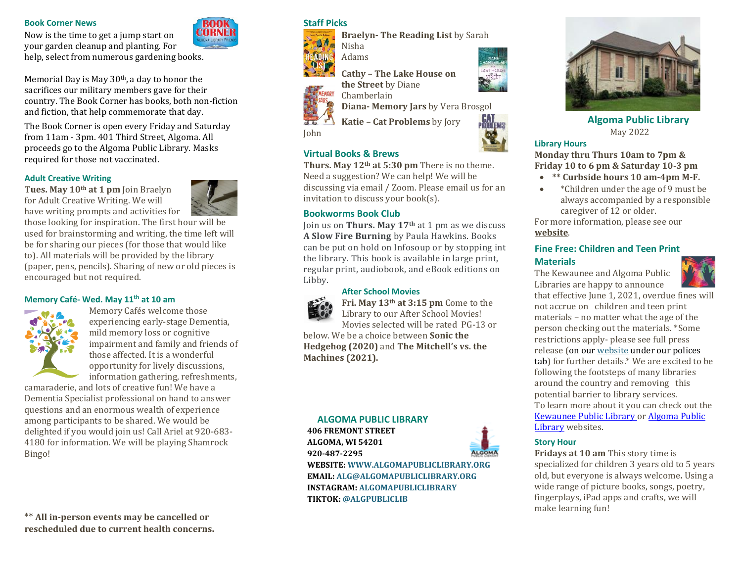### Book Corner News

Now is the time to get a jump start on your garden cleanup and planting. For help, select from numerous gardening books.

Memorial Day is May 30th, a day to honor the sacrifices our military members gave for their country. The Book Corner has books, both non-fiction and fiction, that help commemorate that day.

The Book Corner is open every Friday and Saturday from 11am - 3pm. 401 Third Street, Algoma. All proceeds go to the Algoma Public Library. Masks required for those not vaccinated.

### Adult Creative Writing

**Tues. May 10th at 1 pm** Join Braelyn for Adult Creative Writing. We will have writing prompts and activities for those looking for inspiration. The first hour will be used for brainstorming and writing, the time left will be for sharing our pieces (for those that would like to). All materials will be provided by the library (paper, pens, pencils). Sharing of new or old pieces is encouraged but not required.

### Memory Café- Wed. May 11th at 10 am

Memory Cafés welcome those experiencing early-stage Dementia, mild memory loss or cognitive impairment and family and friends of those affected. It is a wonderful opportunity for lively discussions, information gathering, refreshments, camaraderie, and lots of creative fun! We have a Dementia Specialist professional on hand to answer questions and an enormous wealth of experience among participants to be shared. We would be delighted if you would join us! Call Ariel at 920-683-4180 for information. We will be playing Shamrock Bingo!

** **All in-person events may be cancelled or rescheduled due to current health concerns.**

### Staff Picks

**Braelyn- The Reading List** by Sarah Nisha Adams

**Cathy – The Lake House on the Street** by Diane Chamberlain

**Diana- Memory Jars** by Vera Brosgol

**Katie – Cat Problems** by Jory John

### Virtual Books & Brews

**Thurs. May 12th at 5:30 pm** There is no theme. Need a suggestion? We can help! We will be discussing via email / Zoom. Please email us for an invitation to discuss your book(s).

### Bookworms Book Club

Join us on **Thurs. May 17th** at 1 pm as we discuss **A Slow Fire Burning** by Paula Hawkins. Books can be put on hold on Infosoup or by stopping int the library. This book is available in large print, regular print, audiobook, and eBook editions on Libby.

### After School Movies

**Fri. May 13th at 3:15 pm** Come to the Library to our After School Movies! Movies selected will be rated PG-13 or below. We be a choice between **Sonic the Hedgehog (2020)** and **The Mitchell's vs. the Machines (2021).**

### ALGOMA PUBLIC LIBRARY

**406 FREMONT STREET**
**ALGOMA, WI 54201**
**920-487-2295**
**WEBSITE: WWW.ALGOMAPUBLICLIBRARY.ORG**
**EMAIL: ALG@ALGOMAPUBLICLIBRARY.ORG**
**INSTAGRAM: ALGOMAPUBLICLIBRARY**
**TIKTOK: @ALGPUBLICLIB**

## Algoma Public Library

May 2022

### Library Hours

**Monday thru Thurs 10am to 7pm & Friday 10 to 6 pm & Saturday 10-3 pm**

- **** Curbside hours 10 am-4pm M-F.**
- *Children under the age of 9 must be always accompanied by a responsible caregiver of 12 or older.

For more information, please see our **website**.

### Fine Free: Children and Teen Print Materials

The Kewaunee and Algoma Public Libraries are happy to announce that effective June 1, 2021, overdue fines will not accrue on children and teen print materials – no matter what the age of the person checking out the materials. *Some restrictions apply- please see full press release (on our website under our polices tab) for further details.* We are excited to be following the footsteps of many libraries around the country and removing this potential barrier to library services.

To learn more about it you can check out the Kewaunee Public Library or Algoma Public Library websites.

### Story Hour

**Fridays at 10 am** This story time is specialized for children 3 years old to 5 years old, but everyone is always welcome**.** Using a wide range of picture books, songs, poetry, fingerplays, iPad apps and crafts, we will make learning fun!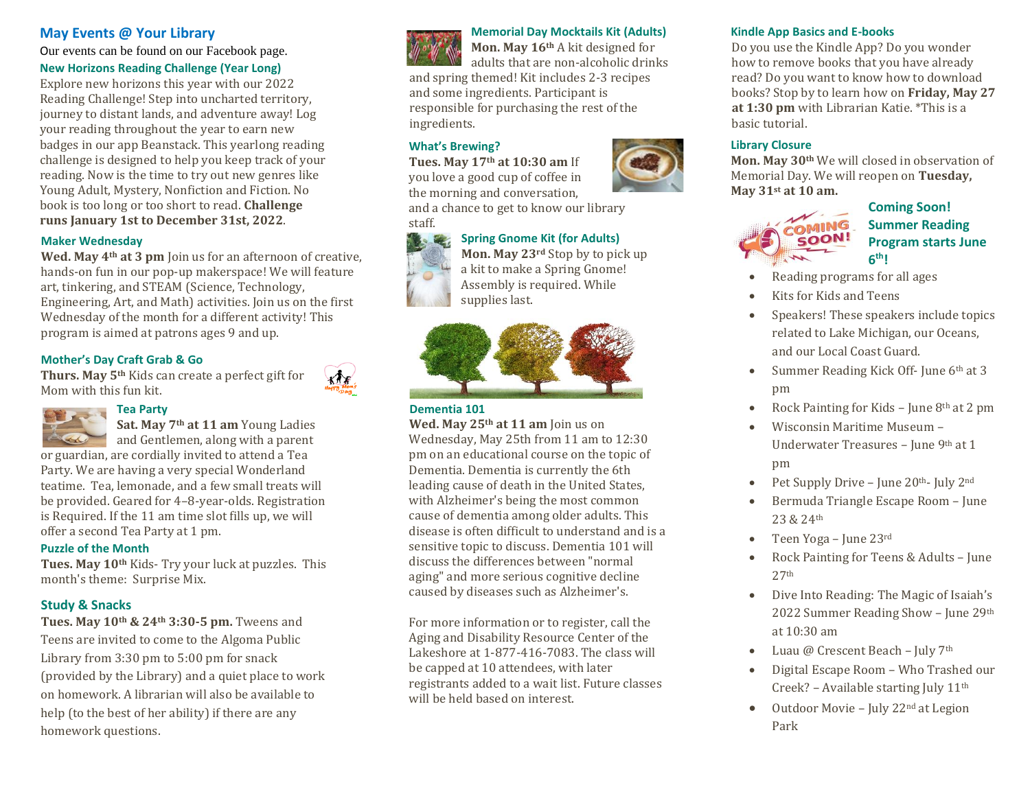## May Events @ Your Library

Our events can be found on our Facebook page.

### New Horizons Reading Challenge (Year Long)

Explore new horizons this year with our 2022 Reading Challenge! Step into uncharted territory, journey to distant lands, and adventure away! Log your reading throughout the year to earn new badges in our app Beanstack. This yearlong reading challenge is designed to help you keep track of your reading. Now is the time to try out new genres like Young Adult, Mystery, Nonfiction and Fiction. No book is too long or too short to read. **Challenge runs January 1st to December 31st, 2022**.

### Maker Wednesday

**Wed. May 4th at 3 pm** Join us for an afternoon of creative, hands-on fun in our pop-up makerspace! We will feature art, tinkering, and STEAM (Science, Technology, Engineering, Art, and Math) activities. Join us on the first Wednesday of the month for a different activity! This program is aimed at patrons ages 9 and up.

### Mother's Day Craft Grab & Go

**Thurs. May 5th** Kids can create a perfect gift for Mom with this fun kit.

### Tea Party

**Sat. May 7th at 11 am** Young Ladies and Gentlemen, along with a parent or guardian, are cordially invited to attend a Tea Party. We are having a very special Wonderland teatime. Tea, lemonade, and a few small treats will be provided. Geared for 4–8-year-olds. Registration is Required. If the 11 am time slot fills up, we will offer a second Tea Party at 1 pm.

### Puzzle of the Month

**Tues. May 10th** Kids- Try your luck at puzzles. This month's theme: Surprise Mix.

### Study & Snacks

**Tues. May 10th & 24th 3:30-5 pm.** Tweens and Teens are invited to come to the Algoma Public Library from 3:30 pm to 5:00 pm for snack (provided by the Library) and a quiet place to work on homework. A librarian will also be available to help (to the best of her ability) if there are any homework questions.

### Memorial Day Mocktails Kit (Adults)

**Mon. May 16th** A kit designed for adults that are non-alcoholic drinks and spring themed! Kit includes 2-3 recipes and some ingredients. Participant is responsible for purchasing the rest of the ingredients.

### What's Brewing?

**Tues. May 17th at 10:30 am** If you love a good cup of coffee in the morning and conversation, and a chance to get to know our library staff.

### Spring Gnome Kit (for Adults)

**Mon. May 23rd** Stop by to pick up a kit to make a Spring Gnome! Assembly is required. While supplies last.

### Dementia 101

**Wed. May 25th at 11 am** Join us on Wednesday, May 25th from 11 am to 12:30 pm on an educational course on the topic of Dementia. Dementia is currently the 6th leading cause of death in the United States, with Alzheimer's being the most common cause of dementia among older adults. This disease is often difficult to understand and is a sensitive topic to discuss. Dementia 101 will discuss the differences between "normal aging" and more serious cognitive decline caused by diseases such as Alzheimer's.

For more information or to register, call the Aging and Disability Resource Center of the Lakeshore at 1-877-416-7083. The class will be capped at 10 attendees, with later registrants added to a wait list. Future classes will be held based on interest.

### Kindle App Basics and E-books

Do you use the Kindle App? Do you wonder how to remove books that you have already read? Do you want to know how to download books? Stop by to learn how on **Friday, May 27 at 1:30 pm** with Librarian Katie. *This is a basic tutorial.

### Library Closure

**Mon. May 30th** We will closed in observation of Memorial Day. We will reopen on **Tuesday, May 31st at 10 am.**

### Coming Soon! Summer Reading Program starts June 6th!

- Reading programs for all ages
- Kits for Kids and Teens
- Speakers! These speakers include topics related to Lake Michigan, our Oceans, and our Local Coast Guard.
- Summer Reading Kick Off- June 6th at 3 pm
- Rock Painting for Kids – June 8th at 2 pm
- Wisconsin Maritime Museum – Underwater Treasures – June 9th at 1 pm
- Pet Supply Drive – June 20th- July 2nd
- Bermuda Triangle Escape Room – June 23 & 24th
- Teen Yoga – June 23rd
- Rock Painting for Teens & Adults – June 27th
- Dive Into Reading: The Magic of Isaiah's 2022 Summer Reading Show – June 29th at 10:30 am
- Luau @ Crescent Beach – July 7th
- Digital Escape Room – Who Trashed our Creek? – Available starting July 11th
- Outdoor Movie – July 22nd at Legion Park